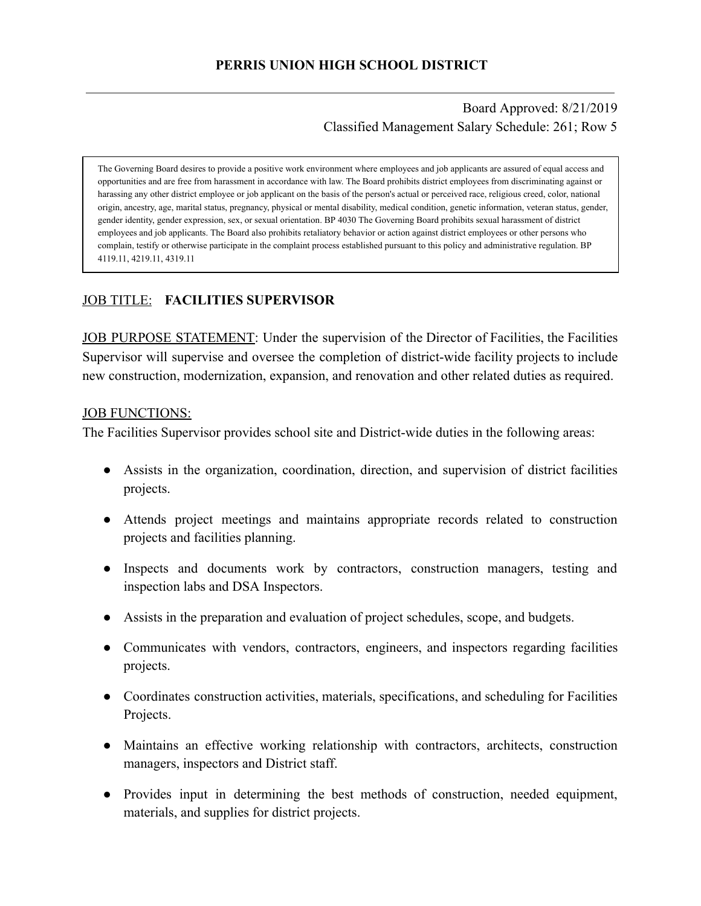# PERRIS UNION HIGH SCHOOL DISTRICT

Board Approved: 8/21/2019
Classified Management Salary Schedule: 261; Row 5

> The Governing Board desires to provide a positive work environment where employees and job applicants are assured of equal access and opportunities and are free from harassment in accordance with law. The Board prohibits district employees from discriminating against or harassing any other district employee or job applicant on the basis of the person's actual or perceived race, religious creed, color, national origin, ancestry, age, marital status, pregnancy, physical or mental disability, medical condition, genetic information, veteran status, gender, gender identity, gender expression, sex, or sexual orientation. BP 4030 The Governing Board prohibits sexual harassment of district employees and job applicants. The Board also prohibits retaliatory behavior or action against district employees or other persons who complain, testify or otherwise participate in the complaint process established pursuant to this policy and administrative regulation. BP 4119.11, 4219.11, 4319.11

JOB TITLE: **FACILITIES SUPERVISOR**

JOB PURPOSE STATEMENT: Under the supervision of the Director of Facilities, the Facilities Supervisor will supervise and oversee the completion of district-wide facility projects to include new construction, modernization, expansion, and renovation and other related duties as required.

JOB FUNCTIONS:

The Facilities Supervisor provides school site and District-wide duties in the following areas:

- Assists in the organization, coordination, direction, and supervision of district facilities projects.
- Attends project meetings and maintains appropriate records related to construction projects and facilities planning.
- Inspects and documents work by contractors, construction managers, testing and inspection labs and DSA Inspectors.
- Assists in the preparation and evaluation of project schedules, scope, and budgets.
- Communicates with vendors, contractors, engineers, and inspectors regarding facilities projects.
- Coordinates construction activities, materials, specifications, and scheduling for Facilities Projects.
- Maintains an effective working relationship with contractors, architects, construction managers, inspectors and District staff.
- Provides input in determining the best methods of construction, needed equipment, materials, and supplies for district projects.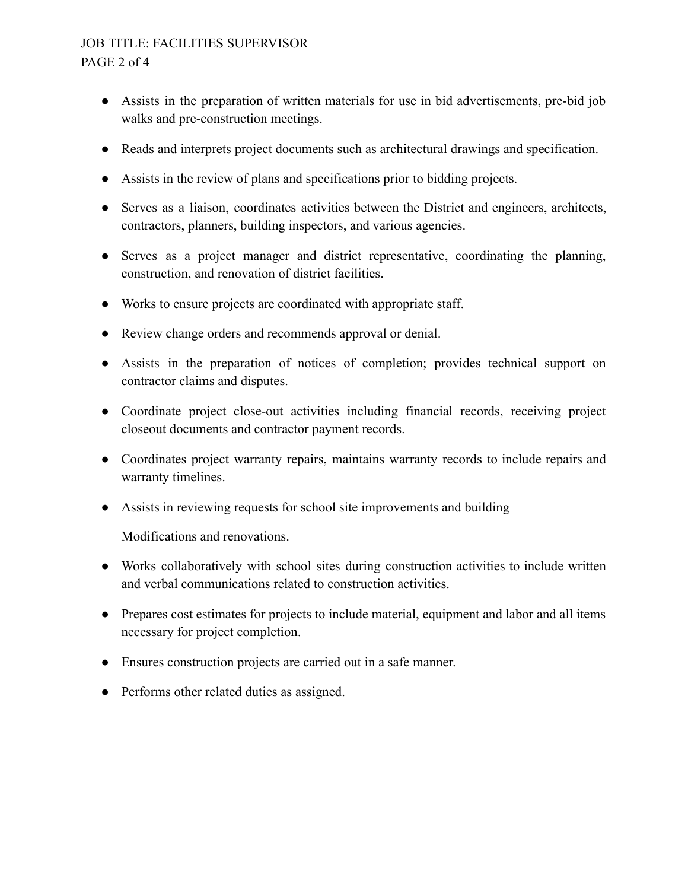- Assists in the preparation of written materials for use in bid advertisements, pre-bid job walks and pre-construction meetings.
- Reads and interprets project documents such as architectural drawings and specification.
- Assists in the review of plans and specifications prior to bidding projects.
- Serves as a liaison, coordinates activities between the District and engineers, architects, contractors, planners, building inspectors, and various agencies.
- Serves as a project manager and district representative, coordinating the planning, construction, and renovation of district facilities.
- Works to ensure projects are coordinated with appropriate staff.
- Review change orders and recommends approval or denial.
- Assists in the preparation of notices of completion; provides technical support on contractor claims and disputes.
- Coordinate project close-out activities including financial records, receiving project closeout documents and contractor payment records.
- Coordinates project warranty repairs, maintains warranty records to include repairs and warranty timelines.
- Assists in reviewing requests for school site improvements and building

  Modifications and renovations.
- Works collaboratively with school sites during construction activities to include written and verbal communications related to construction activities.
- Prepares cost estimates for projects to include material, equipment and labor and all items necessary for project completion.
- Ensures construction projects are carried out in a safe manner.
- Performs other related duties as assigned.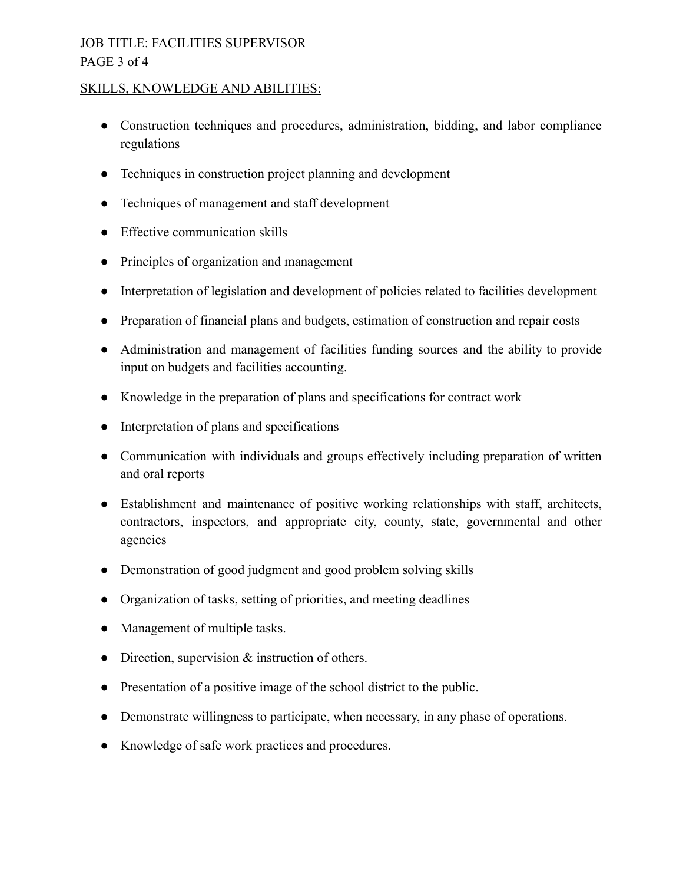## SKILLS, KNOWLEDGE AND ABILITIES:

- Construction techniques and procedures, administration, bidding, and labor compliance regulations
- Techniques in construction project planning and development
- Techniques of management and staff development
- Effective communication skills
- Principles of organization and management
- Interpretation of legislation and development of policies related to facilities development
- Preparation of financial plans and budgets, estimation of construction and repair costs
- Administration and management of facilities funding sources and the ability to provide input on budgets and facilities accounting.
- Knowledge in the preparation of plans and specifications for contract work
- Interpretation of plans and specifications
- Communication with individuals and groups effectively including preparation of written and oral reports
- Establishment and maintenance of positive working relationships with staff, architects, contractors, inspectors, and appropriate city, county, state, governmental and other agencies
- Demonstration of good judgment and good problem solving skills
- Organization of tasks, setting of priorities, and meeting deadlines
- Management of multiple tasks.
- Direction, supervision & instruction of others.
- Presentation of a positive image of the school district to the public.
- Demonstrate willingness to participate, when necessary, in any phase of operations.
- Knowledge of safe work practices and procedures.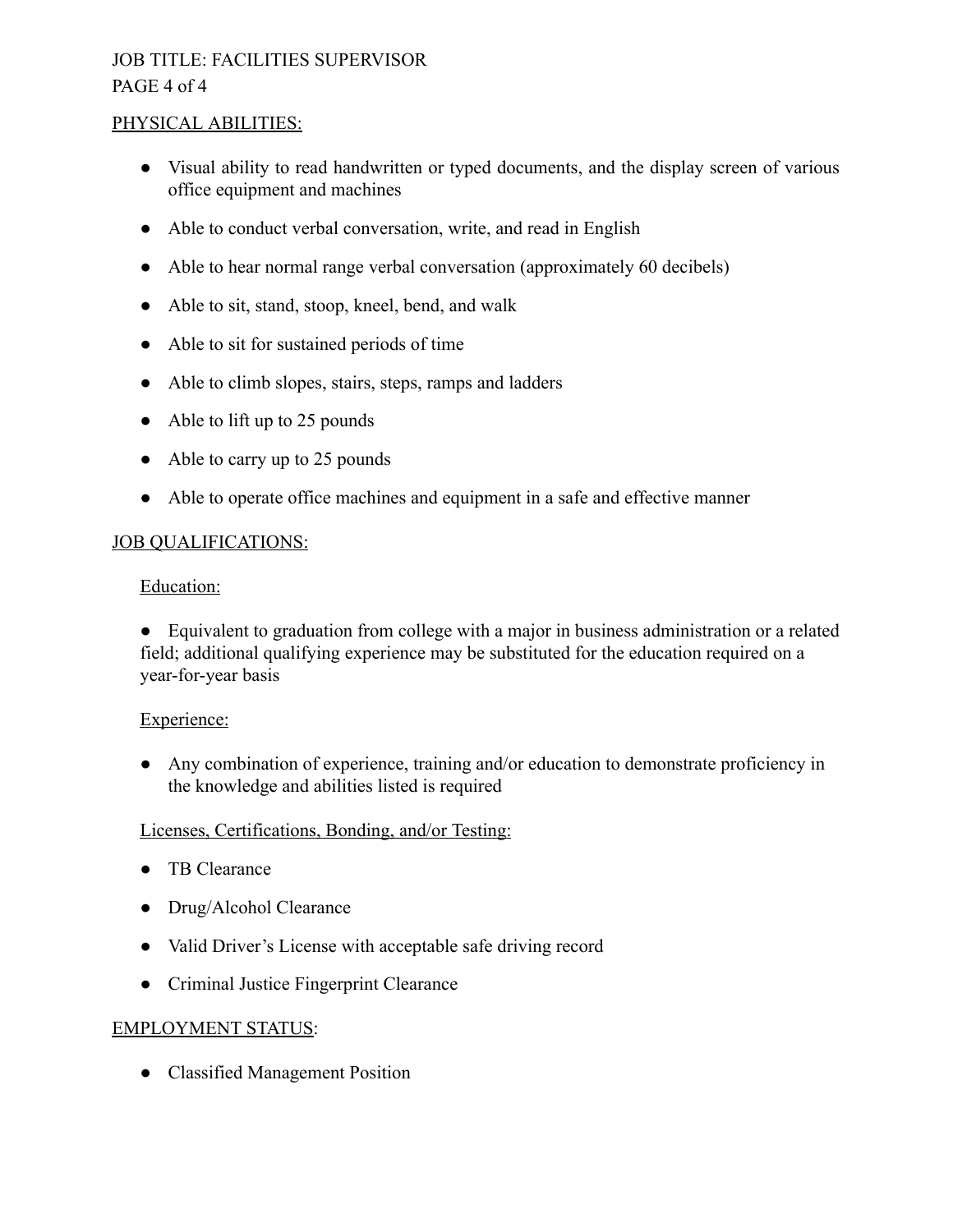## PHYSICAL ABILITIES:

- Visual ability to read handwritten or typed documents, and the display screen of various office equipment and machines
- Able to conduct verbal conversation, write, and read in English
- Able to hear normal range verbal conversation (approximately 60 decibels)
- Able to sit, stand, stoop, kneel, bend, and walk
- Able to sit for sustained periods of time
- Able to climb slopes, stairs, steps, ramps and ladders
- Able to lift up to 25 pounds
- Able to carry up to 25 pounds
- Able to operate office machines and equipment in a safe and effective manner

## JOB QUALIFICATIONS:

### Education:

- Equivalent to graduation from college with a major in business administration or a related field; additional qualifying experience may be substituted for the education required on a year-for-year basis

### Experience:

- Any combination of experience, training and/or education to demonstrate proficiency in the knowledge and abilities listed is required

### Licenses, Certifications, Bonding, and/or Testing:

- TB Clearance
- Drug/Alcohol Clearance
- Valid Driver's License with acceptable safe driving record
- Criminal Justice Fingerprint Clearance

## EMPLOYMENT STATUS:

- Classified Management Position